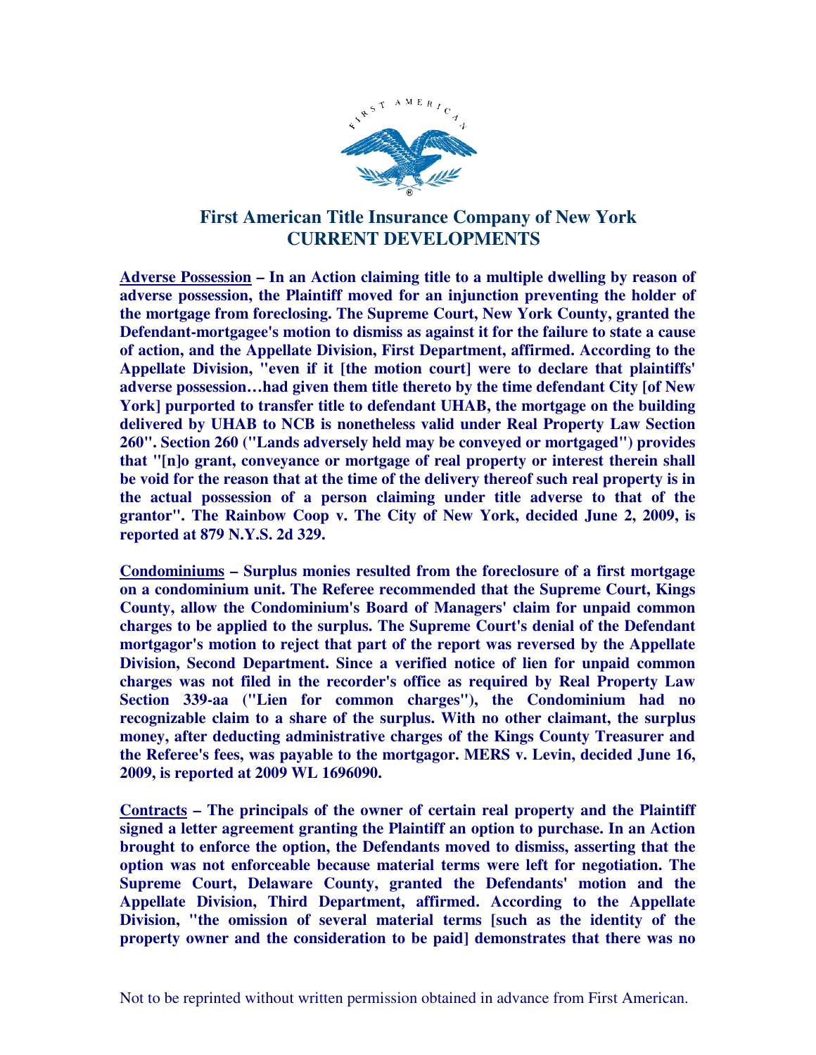# First American Title Insurance Company of New York
## CURRENT DEVELOPMENTS

**<u>Adverse Possession</u> – In an Action claiming title to a multiple dwelling by reason of adverse possession, the Plaintiff moved for an injunction preventing the holder of the mortgage from foreclosing. The Supreme Court, New York County, granted the Defendant-mortgagee's motion to dismiss as against it for the failure to state a cause of action, and the Appellate Division, First Department, affirmed. According to the Appellate Division, "even if it [the motion court] were to declare that plaintiffs' adverse possession…had given them title thereto by the time defendant City [of New York] purported to transfer title to defendant UHAB, the mortgage on the building delivered by UHAB to NCB is nonetheless valid under Real Property Law Section 260". Section 260 ("Lands adversely held may be conveyed or mortgaged") provides that "[n]o grant, conveyance or mortgage of real property or interest therein shall be void for the reason that at the time of the delivery thereof such real property is in the actual possession of a person claiming under title adverse to that of the grantor". The Rainbow Coop v. The City of New York, decided June 2, 2009, is reported at 879 N.Y.S. 2d 329.**

**<u>Condominiums</u> – Surplus monies resulted from the foreclosure of a first mortgage on a condominium unit. The Referee recommended that the Supreme Court, Kings County, allow the Condominium's Board of Managers' claim for unpaid common charges to be applied to the surplus. The Supreme Court's denial of the Defendant mortgagor's motion to reject that part of the report was reversed by the Appellate Division, Second Department. Since a verified notice of lien for unpaid common charges was not filed in the recorder's office as required by Real Property Law Section 339-aa ("Lien for common charges"), the Condominium had no recognizable claim to a share of the surplus. With no other claimant, the surplus money, after deducting administrative charges of the Kings County Treasurer and the Referee's fees, was payable to the mortgagor. MERS v. Levin, decided June 16, 2009, is reported at 2009 WL 1696090.**

**<u>Contracts</u> – The principals of the owner of certain real property and the Plaintiff signed a letter agreement granting the Plaintiff an option to purchase. In an Action brought to enforce the option, the Defendants moved to dismiss, asserting that the option was not enforceable because material terms were left for negotiation. The Supreme Court, Delaware County, granted the Defendants' motion and the Appellate Division, Third Department, affirmed. According to the Appellate Division, "the omission of several material terms [such as the identity of the property owner and the consideration to be paid] demonstrates that there was no**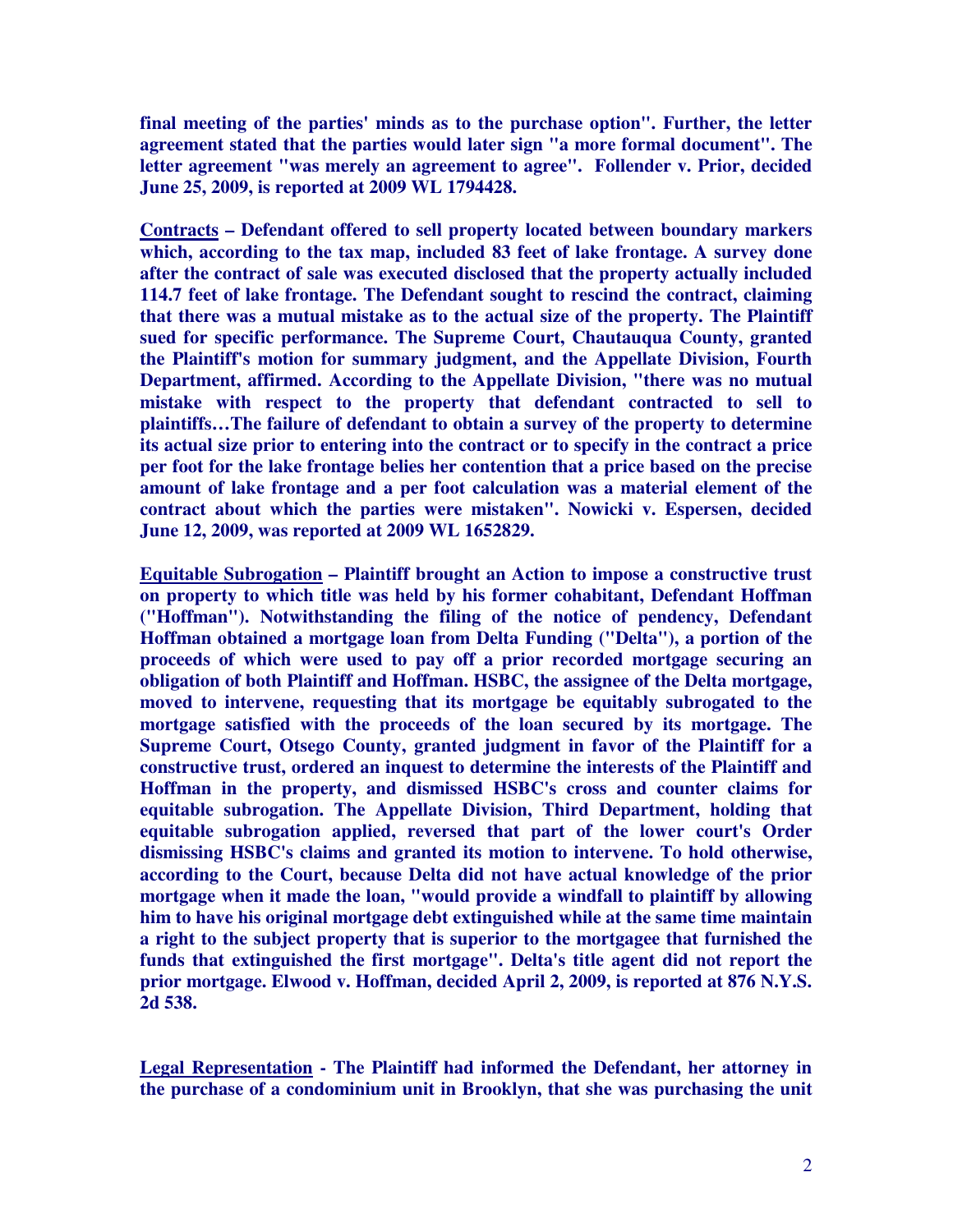**final meeting of the parties' minds as to the purchase option". Further, the letter agreement stated that the parties would later sign "a more formal document". The letter agreement "was merely an agreement to agree". Follender v. Prior, decided June 25, 2009, is reported at 2009 WL 1794428.**

**<u>Contracts</u> – Defendant offered to sell property located between boundary markers which, according to the tax map, included 83 feet of lake frontage. A survey done after the contract of sale was executed disclosed that the property actually included 114.7 feet of lake frontage. The Defendant sought to rescind the contract, claiming that there was a mutual mistake as to the actual size of the property. The Plaintiff sued for specific performance. The Supreme Court, Chautauqua County, granted the Plaintiff's motion for summary judgment, and the Appellate Division, Fourth Department, affirmed. According to the Appellate Division, "there was no mutual mistake with respect to the property that defendant contracted to sell to plaintiffs…The failure of defendant to obtain a survey of the property to determine its actual size prior to entering into the contract or to specify in the contract a price per foot for the lake frontage belies her contention that a price based on the precise amount of lake frontage and a per foot calculation was a material element of the contract about which the parties were mistaken". Nowicki v. Espersen, decided June 12, 2009, was reported at 2009 WL 1652829.**

**<u>Equitable Subrogation</u> – Plaintiff brought an Action to impose a constructive trust on property to which title was held by his former cohabitant, Defendant Hoffman ("Hoffman"). Notwithstanding the filing of the notice of pendency, Defendant Hoffman obtained a mortgage loan from Delta Funding ("Delta"), a portion of the proceeds of which were used to pay off a prior recorded mortgage securing an obligation of both Plaintiff and Hoffman. HSBC, the assignee of the Delta mortgage, moved to intervene, requesting that its mortgage be equitably subrogated to the mortgage satisfied with the proceeds of the loan secured by its mortgage. The Supreme Court, Otsego County, granted judgment in favor of the Plaintiff for a constructive trust, ordered an inquest to determine the interests of the Plaintiff and Hoffman in the property, and dismissed HSBC's cross and counter claims for equitable subrogation. The Appellate Division, Third Department, holding that equitable subrogation applied, reversed that part of the lower court's Order dismissing HSBC's claims and granted its motion to intervene. To hold otherwise, according to the Court, because Delta did not have actual knowledge of the prior mortgage when it made the loan, "would provide a windfall to plaintiff by allowing him to have his original mortgage debt extinguished while at the same time maintain a right to the subject property that is superior to the mortgagee that furnished the funds that extinguished the first mortgage". Delta's title agent did not report the prior mortgage. Elwood v. Hoffman, decided April 2, 2009, is reported at 876 N.Y.S. 2d 538.**

**<u>Legal Representation</u> - The Plaintiff had informed the Defendant, her attorney in the purchase of a condominium unit in Brooklyn, that she was purchasing the unit**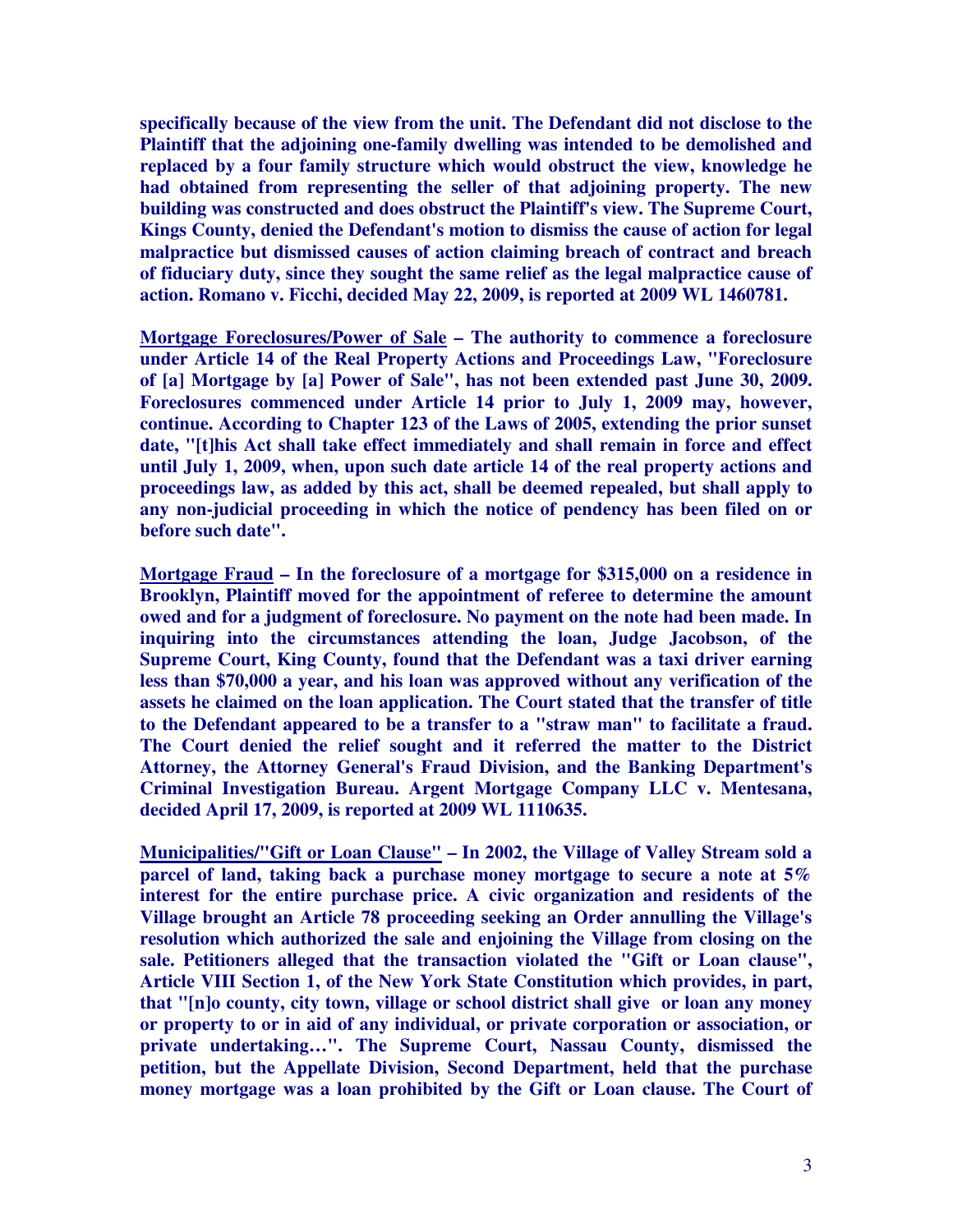**specifically because of the view from the unit. The Defendant did not disclose to the Plaintiff that the adjoining one-family dwelling was intended to be demolished and replaced by a four family structure which would obstruct the view, knowledge he had obtained from representing the seller of that adjoining property. The new building was constructed and does obstruct the Plaintiff's view. The Supreme Court, Kings County, denied the Defendant's motion to dismiss the cause of action for legal malpractice but dismissed causes of action claiming breach of contract and breach of fiduciary duty, since they sought the same relief as the legal malpractice cause of action. Romano v. Ficchi, decided May 22, 2009, is reported at 2009 WL 1460781.**

**<u>Mortgage Foreclosures/Power of Sale</u> – The authority to commence a foreclosure under Article 14 of the Real Property Actions and Proceedings Law, "Foreclosure of [a] Mortgage by [a] Power of Sale", has not been extended past June 30, 2009. Foreclosures commenced under Article 14 prior to July 1, 2009 may, however, continue. According to Chapter 123 of the Laws of 2005, extending the prior sunset date, "[t]his Act shall take effect immediately and shall remain in force and effect until July 1, 2009, when, upon such date article 14 of the real property actions and proceedings law, as added by this act, shall be deemed repealed, but shall apply to any non-judicial proceeding in which the notice of pendency has been filed on or before such date".**

**<u>Mortgage Fraud</u> – In the foreclosure of a mortgage for $315,000 on a residence in Brooklyn, Plaintiff moved for the appointment of referee to determine the amount owed and for a judgment of foreclosure. No payment on the note had been made. In inquiring into the circumstances attending the loan, Judge Jacobson, of the Supreme Court, King County, found that the Defendant was a taxi driver earning less than $70,000 a year, and his loan was approved without any verification of the assets he claimed on the loan application. The Court stated that the transfer of title to the Defendant appeared to be a transfer to a "straw man" to facilitate a fraud. The Court denied the relief sought and it referred the matter to the District Attorney, the Attorney General's Fraud Division, and the Banking Department's Criminal Investigation Bureau. Argent Mortgage Company LLC v. Mentesana, decided April 17, 2009, is reported at 2009 WL 1110635.**

**<u>Municipalities/"Gift or Loan Clause"</u> – In 2002, the Village of Valley Stream sold a parcel of land, taking back a purchase money mortgage to secure a note at 5% interest for the entire purchase price. A civic organization and residents of the Village brought an Article 78 proceeding seeking an Order annulling the Village's resolution which authorized the sale and enjoining the Village from closing on the sale. Petitioners alleged that the transaction violated the "Gift or Loan clause", Article VIII Section 1, of the New York State Constitution which provides, in part, that "[n]o county, city town, village or school district shall give or loan any money or property to or in aid of any individual, or private corporation or association, or private undertaking…". The Supreme Court, Nassau County, dismissed the petition, but the Appellate Division, Second Department, held that the purchase money mortgage was a loan prohibited by the Gift or Loan clause. The Court of**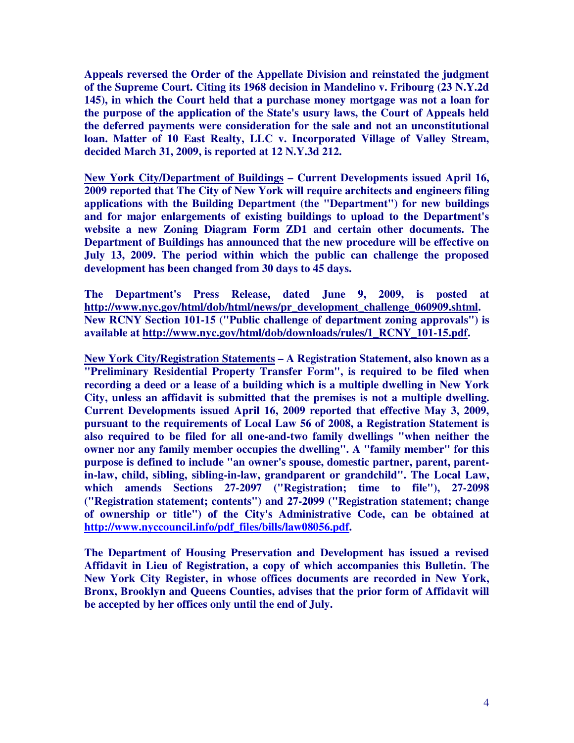**Appeals reversed the Order of the Appellate Division and reinstated the judgment of the Supreme Court. Citing its 1968 decision in Mandelino v. Fribourg (23 N.Y.2d 145), in which the Court held that a purchase money mortgage was not a loan for the purpose of the application of the State's usury laws, the Court of Appeals held the deferred payments were consideration for the sale and not an unconstitutional loan. Matter of 10 East Realty, LLC v. Incorporated Village of Valley Stream, decided March 31, 2009, is reported at 12 N.Y.3d 212.**

**<u>New York City/Department of Buildings</u> – Current Developments issued April 16, 2009 reported that The City of New York will require architects and engineers filing applications with the Building Department (the "Department") for new buildings and for major enlargements of existing buildings to upload to the Department's website a new Zoning Diagram Form ZD1 and certain other documents. The Department of Buildings has announced that the new procedure will be effective on July 13, 2009. The period within which the public can challenge the proposed development has been changed from 30 days to 45 days.**

**The Department's Press Release, dated June 9, 2009, is posted at <u>http://www.nyc.gov/html/dob/html/news/pr_development_challenge_060909.shtml</u>. New RCNY Section 101-15 ("Public challenge of department zoning approvals") is available at <u>http://www.nyc.gov/html/dob/downloads/rules/1_RCNY_101-15.pdf</u>.**

**<u>New York City/Registration Statements</u> – A Registration Statement, also known as a "Preliminary Residential Property Transfer Form", is required to be filed when recording a deed or a lease of a building which is a multiple dwelling in New York City, unless an affidavit is submitted that the premises is not a multiple dwelling. Current Developments issued April 16, 2009 reported that effective May 3, 2009, pursuant to the requirements of Local Law 56 of 2008, a Registration Statement is also required to be filed for all one-and-two family dwellings "when neither the owner nor any family member occupies the dwelling". A "family member" for this purpose is defined to include "an owner's spouse, domestic partner, parent, parent-in-law, child, sibling, sibling-in-law, grandparent or grandchild". The Local Law, which amends Sections 27-2097 ("Registration; time to file"), 27-2098 ("Registration statement; contents") and 27-2099 ("Registration statement; change of ownership or title") of the City's Administrative Code, can be obtained at <u>http://www.nyccouncil.info/pdf_files/bills/law08056.pdf</u>.**

**The Department of Housing Preservation and Development has issued a revised Affidavit in Lieu of Registration, a copy of which accompanies this Bulletin. The New York City Register, in whose offices documents are recorded in New York, Bronx, Brooklyn and Queens Counties, advises that the prior form of Affidavit will be accepted by her offices only until the end of July.**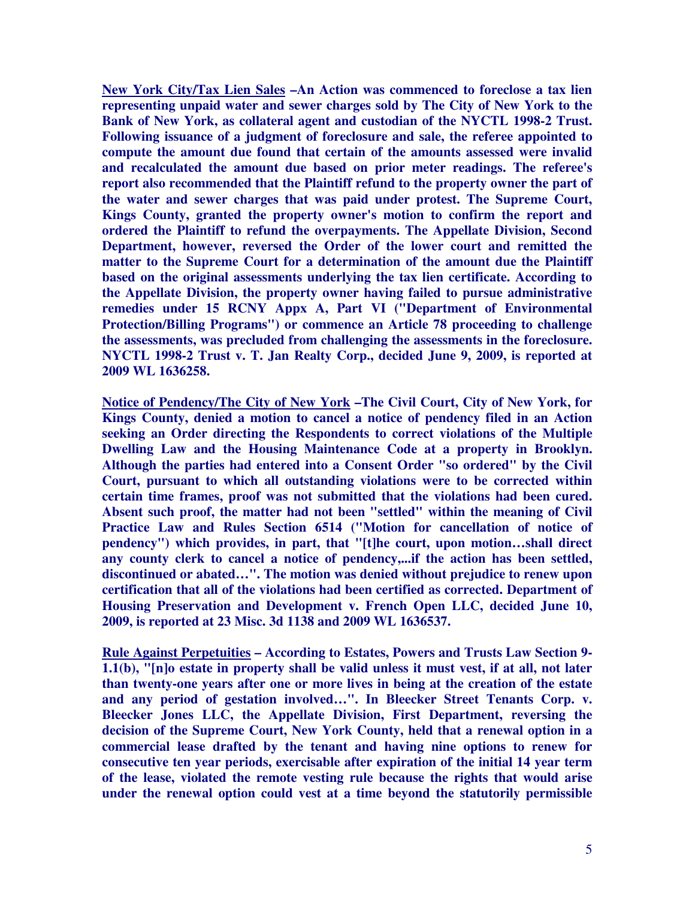**<u>New York City/Tax Lien Sales</u> –An Action was commenced to foreclose a tax lien representing unpaid water and sewer charges sold by The City of New York to the Bank of New York, as collateral agent and custodian of the NYCTL 1998-2 Trust. Following issuance of a judgment of foreclosure and sale, the referee appointed to compute the amount due found that certain of the amounts assessed were invalid and recalculated the amount due based on prior meter readings. The referee's report also recommended that the Plaintiff refund to the property owner the part of the water and sewer charges that was paid under protest. The Supreme Court, Kings County, granted the property owner's motion to confirm the report and ordered the Plaintiff to refund the overpayments. The Appellate Division, Second Department, however, reversed the Order of the lower court and remitted the matter to the Supreme Court for a determination of the amount due the Plaintiff based on the original assessments underlying the tax lien certificate. According to the Appellate Division, the property owner having failed to pursue administrative remedies under 15 RCNY Appx A, Part VI ("Department of Environmental Protection/Billing Programs") or commence an Article 78 proceeding to challenge the assessments, was precluded from challenging the assessments in the foreclosure. NYCTL 1998-2 Trust v. T. Jan Realty Corp., decided June 9, 2009, is reported at 2009 WL 1636258.**

**<u>Notice of Pendency/The City of New York</u> –The Civil Court, City of New York, for Kings County, denied a motion to cancel a notice of pendency filed in an Action seeking an Order directing the Respondents to correct violations of the Multiple Dwelling Law and the Housing Maintenance Code at a property in Brooklyn. Although the parties had entered into a Consent Order "so ordered" by the Civil Court, pursuant to which all outstanding violations were to be corrected within certain time frames, proof was not submitted that the violations had been cured. Absent such proof, the matter had not been "settled" within the meaning of Civil Practice Law and Rules Section 6514 ("Motion for cancellation of notice of pendency") which provides, in part, that "[t]he court, upon motion…shall direct any county clerk to cancel a notice of pendency,...if the action has been settled, discontinued or abated…". The motion was denied without prejudice to renew upon certification that all of the violations had been certified as corrected. Department of Housing Preservation and Development v. French Open LLC, decided June 10, 2009, is reported at 23 Misc. 3d 1138 and 2009 WL 1636537.**

**<u>Rule Against Perpetuities</u> – According to Estates, Powers and Trusts Law Section 9-1.1(b), "[n]o estate in property shall be valid unless it must vest, if at all, not later than twenty-one years after one or more lives in being at the creation of the estate and any period of gestation involved…". In Bleecker Street Tenants Corp. v. Bleecker Jones LLC, the Appellate Division, First Department, reversing the decision of the Supreme Court, New York County, held that a renewal option in a commercial lease drafted by the tenant and having nine options to renew for consecutive ten year periods, exercisable after expiration of the initial 14 year term of the lease, violated the remote vesting rule because the rights that would arise under the renewal option could vest at a time beyond the statutorily permissible**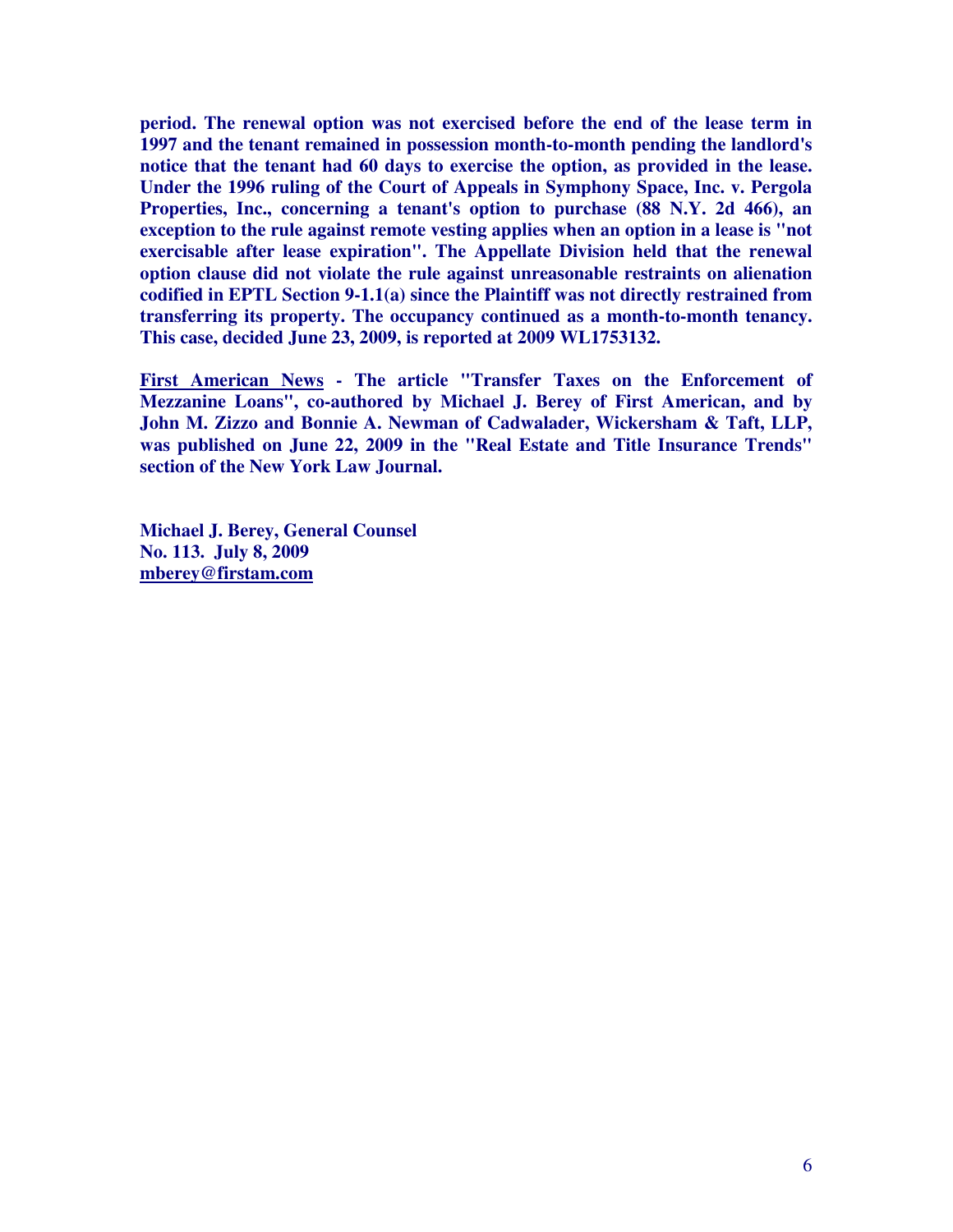**period. The renewal option was not exercised before the end of the lease term in 1997 and the tenant remained in possession month-to-month pending the landlord's notice that the tenant had 60 days to exercise the option, as provided in the lease. Under the 1996 ruling of the Court of Appeals in Symphony Space, Inc. v. Pergola Properties, Inc., concerning a tenant's option to purchase (88 N.Y. 2d 466), an exception to the rule against remote vesting applies when an option in a lease is "not exercisable after lease expiration". The Appellate Division held that the renewal option clause did not violate the rule against unreasonable restraints on alienation codified in EPTL Section 9-1.1(a) since the Plaintiff was not directly restrained from transferring its property. The occupancy continued as a month-to-month tenancy. This case, decided June 23, 2009, is reported at 2009 WL1753132.**

**<u>First American News</u> - The article "Transfer Taxes on the Enforcement of Mezzanine Loans", co-authored by Michael J. Berey of First American, and by John M. Zizzo and Bonnie A. Newman of Cadwalader, Wickersham & Taft, LLP, was published on June 22, 2009 in the "Real Estate and Title Insurance Trends" section of the New York Law Journal.**

**Michael J. Berey, General Counsel**
**No. 113. July 8, 2009**
**<u>mberey@firstam.com</u>**